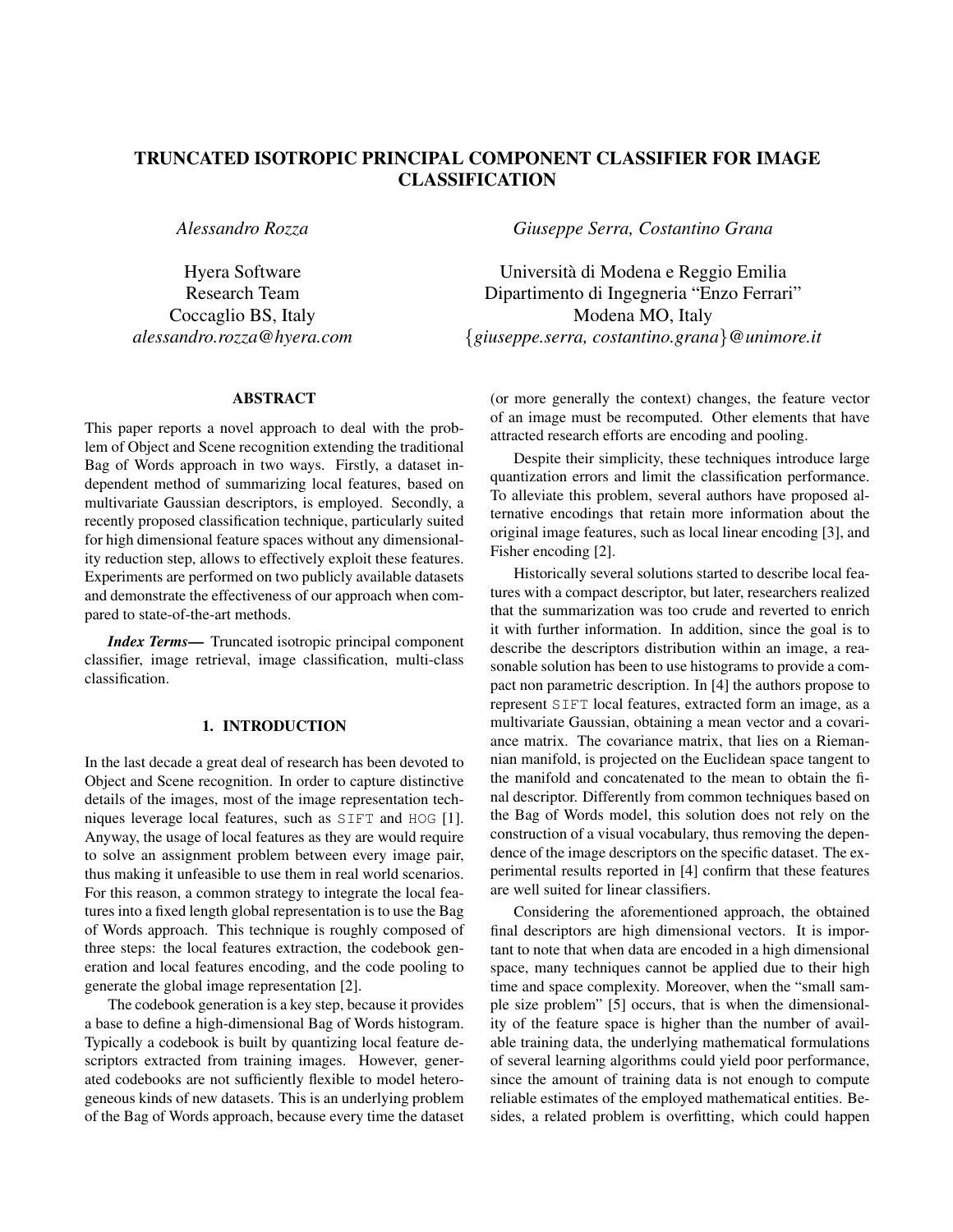# TRUNCATED ISOTROPIC PRINCIPAL COMPONENT CLASSIFIER FOR IMAGE CLASSIFICATION

*Alessandro Rozza*

Hyera Software
Research Team
Coccaglio BS, Italy
*alessandro.rozza@hyera.com*

*Giuseppe Serra, Costantino Grana*

Università di Modena e Reggio Emilia
Dipartimento di Ingegneria "Enzo Ferrari"
Modena MO, Italy
{*giuseppe.serra, costantino.grana*}*@unimore.it*

## ABSTRACT

This paper reports a novel approach to deal with the problem of Object and Scene recognition extending the traditional Bag of Words approach in two ways. Firstly, a dataset independent method of summarizing local features, based on multivariate Gaussian descriptors, is employed. Secondly, a recently proposed classification technique, particularly suited for high dimensional feature spaces without any dimensionality reduction step, allows to effectively exploit these features. Experiments are performed on two publicly available datasets and demonstrate the effectiveness of our approach when compared to state-of-the-art methods.

***Index Terms*—** Truncated isotropic principal component classifier, image retrieval, image classification, multi-class classification.

## 1. INTRODUCTION

In the last decade a great deal of research has been devoted to Object and Scene recognition. In order to capture distinctive details of the images, most of the image representation techniques leverage local features, such as SIFT and HOG [1]. Anyway, the usage of local features as they are would require to solve an assignment problem between every image pair, thus making it unfeasible to use them in real world scenarios. For this reason, a common strategy to integrate the local features into a fixed length global representation is to use the Bag of Words approach. This technique is roughly composed of three steps: the local features extraction, the codebook generation and local features encoding, and the code pooling to generate the global image representation [2].

The codebook generation is a key step, because it provides a base to define a high-dimensional Bag of Words histogram. Typically a codebook is built by quantizing local feature descriptors extracted from training images. However, generated codebooks are not sufficiently flexible to model heterogeneous kinds of new datasets. This is an underlying problem of the Bag of Words approach, because every time the dataset (or more generally the context) changes, the feature vector of an image must be recomputed. Other elements that have attracted research efforts are encoding and pooling.

Despite their simplicity, these techniques introduce large quantization errors and limit the classification performance. To alleviate this problem, several authors have proposed alternative encodings that retain more information about the original image features, such as local linear encoding [3], and Fisher encoding [2].

Historically several solutions started to describe local features with a compact descriptor, but later, researchers realized that the summarization was too crude and reverted to enrich it with further information. In addition, since the goal is to describe the descriptors distribution within an image, a reasonable solution has been to use histograms to provide a compact non parametric description. In [4] the authors propose to represent SIFT local features, extracted form an image, as a multivariate Gaussian, obtaining a mean vector and a covariance matrix. The covariance matrix, that lies on a Riemannian manifold, is projected on the Euclidean space tangent to the manifold and concatenated to the mean to obtain the final descriptor. Differently from common techniques based on the Bag of Words model, this solution does not rely on the construction of a visual vocabulary, thus removing the dependence of the image descriptors on the specific dataset. The experimental results reported in [4] confirm that these features are well suited for linear classifiers.

Considering the aforementioned approach, the obtained final descriptors are high dimensional vectors. It is important to note that when data are encoded in a high dimensional space, many techniques cannot be applied due to their high time and space complexity. Moreover, when the "small sample size problem" [5] occurs, that is when the dimensionality of the feature space is higher than the number of available training data, the underlying mathematical formulations of several learning algorithms could yield poor performance, since the amount of training data is not enough to compute reliable estimates of the employed mathematical entities. Besides, a related problem is overfitting, which could happen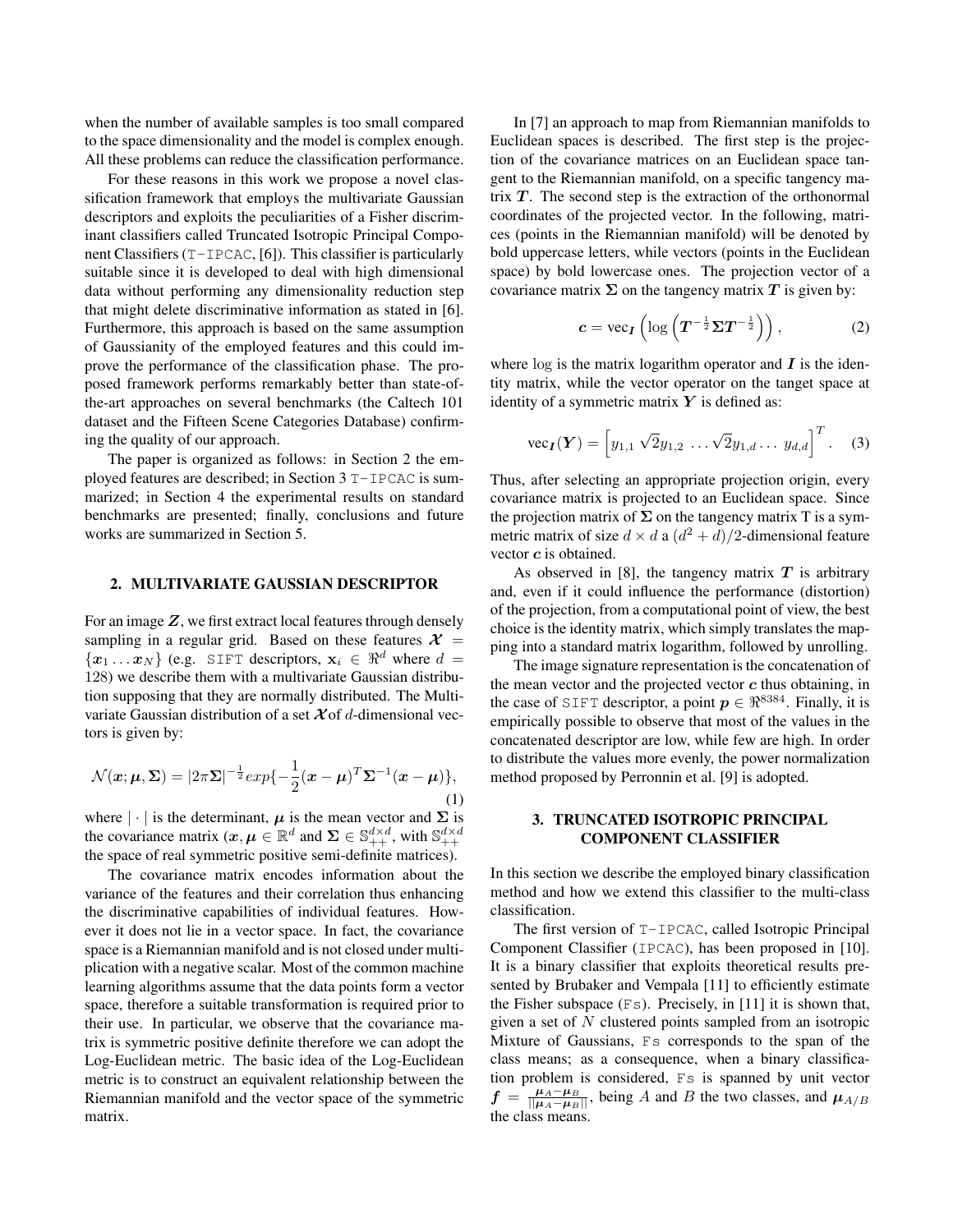when the number of available samples is too small compared to the space dimensionality and the model is complex enough. All these problems can reduce the classification performance.

For these reasons in this work we propose a novel classification framework that employs the multivariate Gaussian descriptors and exploits the peculiarities of a Fisher discriminant classifiers called Truncated Isotropic Principal Component Classifiers (T-IPCAC, [6]). This classifier is particularly suitable since it is developed to deal with high dimensional data without performing any dimensionality reduction step that might delete discriminative information as stated in [6]. Furthermore, this approach is based on the same assumption of Gaussianity of the employed features and this could improve the performance of the classification phase. The proposed framework performs remarkably better than state-of-the-art approaches on several benchmarks (the Caltech 101 dataset and the Fifteen Scene Categories Database) confirming the quality of our approach.

The paper is organized as follows: in Section 2 the employed features are described; in Section 3 T-IPCAC is summarized; in Section 4 the experimental results on standard benchmarks are presented; finally, conclusions and future works are summarized in Section 5.

## 2. MULTIVARIATE GAUSSIAN DESCRIPTOR

For an image $\boldsymbol{Z}$, we first extract local features through densely sampling in a regular grid. Based on these features $\boldsymbol{\mathcal{X}} = \{\boldsymbol{x}_1 \dots \boldsymbol{x}_N\}$ (e.g. SIFT descriptors, $\mathbf{x}_i \in \Re^d$ where $d = 128$) we describe them with a multivariate Gaussian distribution supposing that they are normally distributed. The Multivariate Gaussian distribution of a set $\boldsymbol{\mathcal{X}}$ of $d$-dimensional vectors is given by:

$$\mathcal{N}(\boldsymbol{x}; \boldsymbol{\mu}, \boldsymbol{\Sigma}) = |2\pi\boldsymbol{\Sigma}|^{-\frac{1}{2}} exp\{-\frac{1}{2}(\boldsymbol{x}-\boldsymbol{\mu})^T \boldsymbol{\Sigma}^{-1}(\boldsymbol{x}-\boldsymbol{\mu})\}, \tag{1}$$

where $|\cdot|$ is the determinant, $\boldsymbol{\mu}$ is the mean vector and $\boldsymbol{\Sigma}$ is the covariance matrix ($\boldsymbol{x}, \boldsymbol{\mu} \in \mathbb{R}^d$ and $\boldsymbol{\Sigma} \in \mathbb{S}^{d\times d}_{++}$, with $\mathbb{S}^{d\times d}_{++}$ the space of real symmetric positive semi-definite matrices).

The covariance matrix encodes information about the variance of the features and their correlation thus enhancing the discriminative capabilities of individual features. However it does not lie in a vector space. In fact, the covariance space is a Riemannian manifold and is not closed under multiplication with a negative scalar. Most of the common machine learning algorithms assume that the data points form a vector space, therefore a suitable transformation is required prior to their use. In particular, we observe that the covariance matrix is symmetric positive definite therefore we can adopt the Log-Euclidean metric. The basic idea of the Log-Euclidean metric is to construct an equivalent relationship between the Riemannian manifold and the vector space of the symmetric matrix.

In [7] an approach to map from Riemannian manifolds to Euclidean spaces is described. The first step is the projection of the covariance matrices on an Euclidean space tangent to the Riemannian manifold, on a specific tangency matrix $\boldsymbol{T}$. The second step is the extraction of the orthonormal coordinates of the projected vector. In the following, matrices (points in the Riemannian manifold) will be denoted by bold uppercase letters, while vectors (points in the Euclidean space) by bold lowercase ones. The projection vector of a covariance matrix $\boldsymbol{\Sigma}$ on the tangency matrix $\boldsymbol{T}$ is given by:

$$\boldsymbol{c} = \mathrm{vec}_{\boldsymbol{I}}\left(\log\left(\boldsymbol{T}^{-\frac{1}{2}}\boldsymbol{\Sigma}\boldsymbol{T}^{-\frac{1}{2}}\right)\right), \tag{2}$$

where log is the matrix logarithm operator and $\boldsymbol{I}$ is the identity matrix, while the vector operator on the tanget space at identity of a symmetric matrix $\boldsymbol{Y}$ is defined as:

$$\mathrm{vec}_{\boldsymbol{I}}(\boldsymbol{Y}) = \left[y_{1,1}\ \sqrt{2}y_{1,2}\ \dots \sqrt{2}y_{1,d} \dots\ y_{d,d}\right]^T. \tag{3}$$

Thus, after selecting an appropriate projection origin, every covariance matrix is projected to an Euclidean space. Since the projection matrix of $\boldsymbol{\Sigma}$ on the tangency matrix T is a symmetric matrix of size $d \times d$ a $(d^2+d)/2$-dimensional feature vector $\boldsymbol{c}$ is obtained.

As observed in [8], the tangency matrix $\boldsymbol{T}$ is arbitrary and, even if it could influence the performance (distortion) of the projection, from a computational point of view, the best choice is the identity matrix, which simply translates the mapping into a standard matrix logarithm, followed by unrolling.

The image signature representation is the concatenation of the mean vector and the projected vector $\boldsymbol{c}$ thus obtaining, in the case of SIFT descriptor, a point $\boldsymbol{p} \in \Re^{8384}$. Finally, it is empirically possible to observe that most of the values in the concatenated descriptor are low, while few are high. In order to distribute the values more evenly, the power normalization method proposed by Perronnin et al. [9] is adopted.

## 3. TRUNCATED ISOTROPIC PRINCIPAL COMPONENT CLASSIFIER

In this section we describe the employed binary classification method and how we extend this classifier to the multi-class classification.

The first version of T-IPCAC, called Isotropic Principal Component Classifier (IPCAC), has been proposed in [10]. It is a binary classifier that exploits theoretical results presented by Brubaker and Vempala [11] to efficiently estimate the Fisher subspace (Fs). Precisely, in [11] it is shown that, given a set of $N$ clustered points sampled from an isotropic Mixture of Gaussians, Fs corresponds to the span of the class means; as a consequence, when a binary classification problem is considered, Fs is spanned by unit vector $\boldsymbol{f} = \frac{\boldsymbol{\mu}_A - \boldsymbol{\mu}_B}{||\boldsymbol{\mu}_A - \boldsymbol{\mu}_B||}$, being $A$ and $B$ the two classes, and $\boldsymbol{\mu}_{A/B}$ the class means.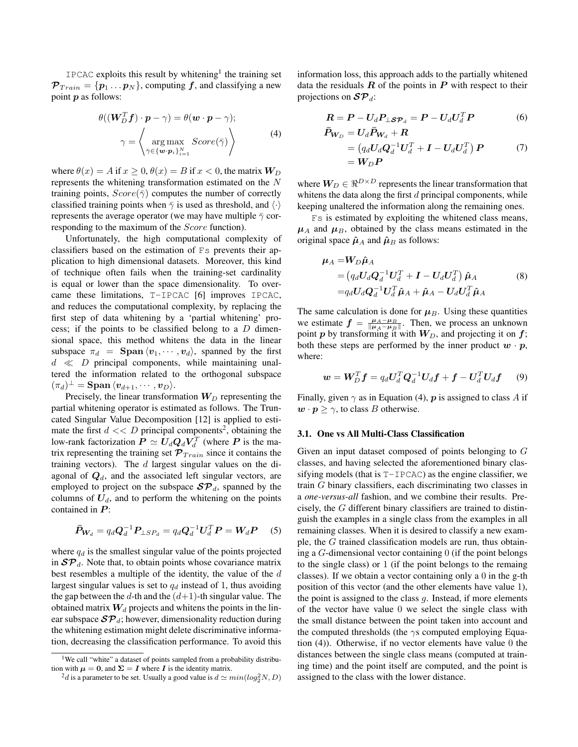IPCAC exploits this result by whitening[1] the training set $\boldsymbol{\mathcal{P}}_{Train} = \{\boldsymbol{p}_1 \ldots \boldsymbol{p}_N\}$, computing $\boldsymbol{f}$, and classifying a new point $\boldsymbol{p}$ as follows:

$$\theta((\boldsymbol{W}_D^T \boldsymbol{f}) \cdot \boldsymbol{p} - \gamma) = \theta(\boldsymbol{w} \cdot \boldsymbol{p} - \gamma);$$
$$\gamma = \left\langle \underset{\bar{\gamma} \in \{\boldsymbol{w} \cdot \boldsymbol{p}_i\}_{i=1}^N}{\arg\max} \; Score(\bar{\gamma}) \right\rangle \tag{4}$$

where $\theta(x) = A$ if $x \geq 0$, $\theta(x) = B$ if $x < 0$, the matrix $\boldsymbol{W}_D$ represents the whitening transformation estimated on the $N$ training points, $Score(\bar{\gamma})$ computes the number of correctly classified training points when $\bar{\gamma}$ is used as threshold, and $\langle\cdot\rangle$ represents the average operator (we may have multiple $\bar{\gamma}$ corresponding to the maximum of the $Score$ function).

Unfortunately, the high computational complexity of classifiers based on the estimation of Fs prevents their application to high dimensional datasets. Moreover, this kind of technique often fails when the training-set cardinality is equal or lower than the space dimensionality. To overcame these limitations, T-IPCAC [6] improves IPCAC, and reduces the computational complexity, by replacing the first step of data whitening by a 'partial whitening' process; if the points to be classified belong to a $D$ dimensional space, this method whitens the data in the linear subspace $\pi_d = \mathbf{Span}\langle \boldsymbol{v}_1, \cdots, \boldsymbol{v}_d \rangle$, spanned by the first $d \ll D$ principal components, while maintaining unaltered the information related to the orthogonal subspace $(\pi_d)^\perp = \mathbf{Span}\langle \boldsymbol{v}_{d+1}, \cdots, \boldsymbol{v}_D \rangle$.

Precisely, the linear transformation $\boldsymbol{W}_D$ representing the partial whitening operator is estimated as follows. The Truncated Singular Value Decomposition [12] is applied to estimate the first $d << D$ principal components[2], obtaining the low-rank factorization $\boldsymbol{P} \simeq \boldsymbol{U}_d \boldsymbol{Q}_d \boldsymbol{V}_d^T$ (where $\boldsymbol{P}$ is the matrix representing the training set $\boldsymbol{\mathcal{P}}_{Train}$ since it contains the training vectors). The $d$ largest singular values on the diagonal of $\boldsymbol{Q}_d$, and the associated left singular vectors, are employed to project on the subspace $\boldsymbol{\mathcal{SP}}_d$, spanned by the columns of $\boldsymbol{U}_d$, and to perform the whitening on the points contained in $\boldsymbol{P}$:

$$\bar{\boldsymbol{P}}_{\boldsymbol{W}_d} = q_d \boldsymbol{Q}_d^{-1} \boldsymbol{P}_{\perp SP_d} = q_d \boldsymbol{Q}_d^{-1} \boldsymbol{U}_d^T \boldsymbol{P} = \boldsymbol{W}_d \boldsymbol{P} \tag{5}$$

where $q_d$ is the smallest singular value of the points projected in $\boldsymbol{\mathcal{SP}}_d$. Note that, to obtain points whose covariance matrix best resembles a multiple of the identity, the value of the $d$ largest singular values is set to $q_d$ instead of 1, thus avoiding the gap between the $d$-th and the $(d+1)$-th singular value. The obtained matrix $\boldsymbol{W}_d$ projects and whitens the points in the linear subspace $\boldsymbol{\mathcal{SP}}_d$; however, dimensionality reduction during the whitening estimation might delete discriminative information, decreasing the classification performance. To avoid this information loss, this approach adds to the partially whitened data the residuals $\boldsymbol{R}$ of the points in $\boldsymbol{P}$ with respect to their projections on $\boldsymbol{\mathcal{SP}}_d$:

$$\boldsymbol{R} = \boldsymbol{P} - \boldsymbol{U}_d \boldsymbol{P}_{\perp \boldsymbol{\mathcal{SP}}_d} = \boldsymbol{P} - \boldsymbol{U}_d \boldsymbol{U}_d^T \boldsymbol{P} \tag{6}$$

$$\begin{aligned} \bar{\boldsymbol{P}}_{\boldsymbol{W}_D} &= \boldsymbol{U}_d \bar{\boldsymbol{P}}_{\boldsymbol{W}_d} + \boldsymbol{R} \\ &= \left( q_d \boldsymbol{U}_d \boldsymbol{Q}_d^{-1} \boldsymbol{U}_d^T + \boldsymbol{I} - \boldsymbol{U}_d \boldsymbol{U}_d^T \right) \boldsymbol{P} \\ &= \boldsymbol{W}_D \boldsymbol{P} \end{aligned} \tag{7}$$

where $\boldsymbol{W}_D \in \Re^{D \times D}$ represents the linear transformation that whitens the data along the first $d$ principal components, while keeping unaltered the information along the remaining ones.

Fs is estimated by exploiting the whitened class means, $\boldsymbol{\mu}_A$ and $\boldsymbol{\mu}_B$, obtained by the class means estimated in the original space $\hat{\boldsymbol{\mu}}_A$ and $\hat{\boldsymbol{\mu}}_B$ as follows:

$$\begin{aligned} \boldsymbol{\mu}_A &= \boldsymbol{W}_D \hat{\boldsymbol{\mu}}_A \\ &= \left( q_d \boldsymbol{U}_d \boldsymbol{Q}_d^{-1} \boldsymbol{U}_d^T + \boldsymbol{I} - \boldsymbol{U}_d \boldsymbol{U}_d^T \right) \hat{\boldsymbol{\mu}}_A \\ &= q_d \boldsymbol{U}_d \boldsymbol{Q}_d^{-1} \boldsymbol{U}_d^T \hat{\boldsymbol{\mu}}_A + \hat{\boldsymbol{\mu}}_A - \boldsymbol{U}_d \boldsymbol{U}_d^T \hat{\boldsymbol{\mu}}_A \end{aligned} \tag{8}$$

The same calculation is done for $\boldsymbol{\mu}_B$. Using these quantities we estimate $\boldsymbol{f} = \frac{\boldsymbol{\mu}_A - \boldsymbol{\mu}_B}{\|\boldsymbol{\mu}_A - \boldsymbol{\mu}_B\|}$. Then, we process an unknown point $\boldsymbol{p}$ by transforming it with $\boldsymbol{W}_D$, and projecting it on $\boldsymbol{f}$; both these steps are performed by the inner product $\boldsymbol{w} \cdot \boldsymbol{p}$, where:

$$\boldsymbol{w} = \boldsymbol{W}_D^T \boldsymbol{f} = q_d \boldsymbol{U}_d^T \boldsymbol{Q}_d^{-1} \boldsymbol{U}_d \boldsymbol{f} + \boldsymbol{f} - \boldsymbol{U}_d^T \boldsymbol{U}_d \boldsymbol{f} \tag{9}$$

Finally, given $\gamma$ as in Equation (4), $\boldsymbol{p}$ is assigned to class $A$ if $\boldsymbol{w} \cdot \boldsymbol{p} \geq \gamma$, to class $B$ otherwise.

### 3.1. One vs All Multi-Class Classification

Given an input dataset composed of points belonging to $G$ classes, and having selected the aforementioned binary classifying models (that is T-IPCAC) as the engine classifier, we train $G$ binary classifiers, each discriminating two classes in a *one-versus-all* fashion, and we combine their results. Precisely, the $G$ different binary classifiers are trained to distinguish the examples in a single class from the examples in all remaining classes. When it is desired to classify a new example, the $G$ trained classification models are run, thus obtaining a $G$-dimensional vector containing 0 (if the point belongs to the single class) or 1 (if the point belongs to the remaing classes). If we obtain a vector containing only a 0 in the g-th position of this vector (and the other elements have value 1), the point is assigned to the class $g$. Instead, if more elements of the vector have value 0 we select the single class with the small distance between the point taken into account and the computed thresholds (the $\gamma$s computed employing Equation (4)). Otherwise, if no vector elements have value 0 the distances between the single class means (computed at training time) and the point itself are computed, and the point is assigned to the class with the lower distance.

---

[1] We call "white" a dataset of points sampled from a probability distribution with $\boldsymbol{\mu} = \boldsymbol{0}$, and $\boldsymbol{\Sigma} = \boldsymbol{I}$ where $\boldsymbol{I}$ is the identity matrix.

[2] $d$ is a parameter to be set. Usually a good value is $d \simeq min(log_2^2 N, D)$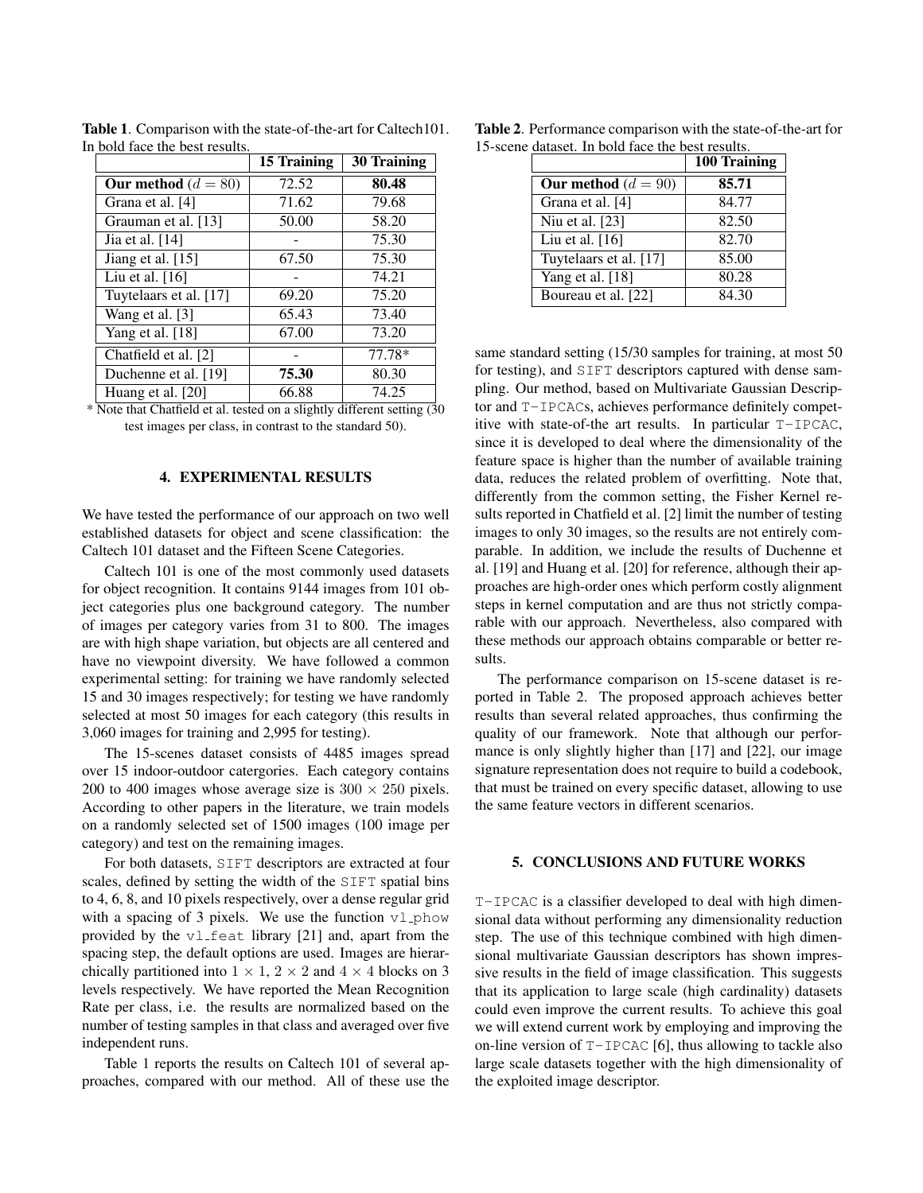**Table 1**. Comparison with the state-of-the-art for Caltech101. In bold face the best results.

| | 15 Training | 30 Training |
|---|---|---|
| **Our method** ($d = 80$) | 72.52 | **80.48** |
| Grana et al. [4] | 71.62 | 79.68 |
| Grauman et al. [13] | 50.00 | 58.20 |
| Jia et al. [14] | - | 75.30 |
| Jiang et al. [15] | 67.50 | 75.30 |
| Liu et al. [16] | - | 74.21 |
| Tuytelaars et al. [17] | 69.20 | 75.20 |
| Wang et al. [3] | 65.43 | 73.40 |
| Yang et al. [18] | 67.00 | 73.20 |
| Chatfield et al. [2] | - | 77.78* |
| Duchenne et al. [19] | **75.30** | 80.30 |
| Huang et al. [20] | 66.88 | 74.25 |

\* Note that Chatfield et al. tested on a slightly different setting (30 test images per class, in contrast to the standard 50).

**Table 2**. Performance comparison with the state-of-the-art for 15-scene dataset. In bold face the best results.

| | 100 Training |
|---|---|
| **Our method** ($d = 90$) | **85.71** |
| Grana et al. [4] | 84.77 |
| Niu et al. [23] | 82.50 |
| Liu et al. [16] | 82.70 |
| Tuytelaars et al. [17] | 85.00 |
| Yang et al. [18] | 80.28 |
| Boureau et al. [22] | 84.30 |

## 4. EXPERIMENTAL RESULTS

We have tested the performance of our approach on two well established datasets for object and scene classification: the Caltech 101 dataset and the Fifteen Scene Categories.

Caltech 101 is one of the most commonly used datasets for object recognition. It contains 9144 images from 101 object categories plus one background category. The number of images per category varies from 31 to 800. The images are with high shape variation, but objects are all centered and have no viewpoint diversity. We have followed a common experimental setting: for training we have randomly selected 15 and 30 images respectively; for testing we have randomly selected at most 50 images for each category (this results in 3,060 images for training and 2,995 for testing).

The 15-scenes dataset consists of 4485 images spread over 15 indoor-outdoor catergories. Each category contains 200 to 400 images whose average size is $300 \times 250$ pixels. According to other papers in the literature, we train models on a randomly selected set of 1500 images (100 image per category) and test on the remaining images.

For both datasets, `SIFT` descriptors are extracted at four scales, defined by setting the width of the `SIFT` spatial bins to 4, 6, 8, and 10 pixels respectively, over a dense regular grid with a spacing of 3 pixels. We use the function `vl_phow` provided by the `vl_feat` library [21] and, apart from the spacing step, the default options are used. Images are hierarchically partitioned into $1 \times 1$, $2 \times 2$ and $4 \times 4$ blocks on 3 levels respectively. We have reported the Mean Recognition Rate per class, i.e. the results are normalized based on the number of testing samples in that class and averaged over five independent runs.

Table 1 reports the results on Caltech 101 of several approaches, compared with our method. All of these use the same standard setting (15/30 samples for training, at most 50 for testing), and `SIFT` descriptors captured with dense sampling. Our method, based on Multivariate Gaussian Descriptor and `T-IPCAC`s, achieves performance definitely competitive with state-of-the art results. In particular `T-IPCAC`, since it is developed to deal where the dimensionality of the feature space is higher than the number of available training data, reduces the related problem of overfitting. Note that, differently from the common setting, the Fisher Kernel results reported in Chatfield et al. [2] limit the number of testing images to only 30 images, so the results are not entirely comparable. In addition, we include the results of Duchenne et al. [19] and Huang et al. [20] for reference, although their approaches are high-order ones which perform costly alignment steps in kernel computation and are thus not strictly comparable with our approach. Nevertheless, also compared with these methods our approach obtains comparable or better results.

The performance comparison on 15-scene dataset is reported in Table 2. The proposed approach achieves better results than several related approaches, thus confirming the quality of our framework. Note that although our performance is only slightly higher than [17] and [22], our image signature representation does not require to build a codebook, that must be trained on every specific dataset, allowing to use the same feature vectors in different scenarios.

## 5. CONCLUSIONS AND FUTURE WORKS

`T-IPCAC` is a classifier developed to deal with high dimensional data without performing any dimensionality reduction step. The use of this technique combined with high dimensional multivariate Gaussian descriptors has shown impressive results in the field of image classification. This suggests that its application to large scale (high cardinality) datasets could even improve the current results. To achieve this goal we will extend current work by employing and improving the on-line version of `T-IPCAC` [6], thus allowing to tackle also large scale datasets together with the high dimensionality of the exploited image descriptor.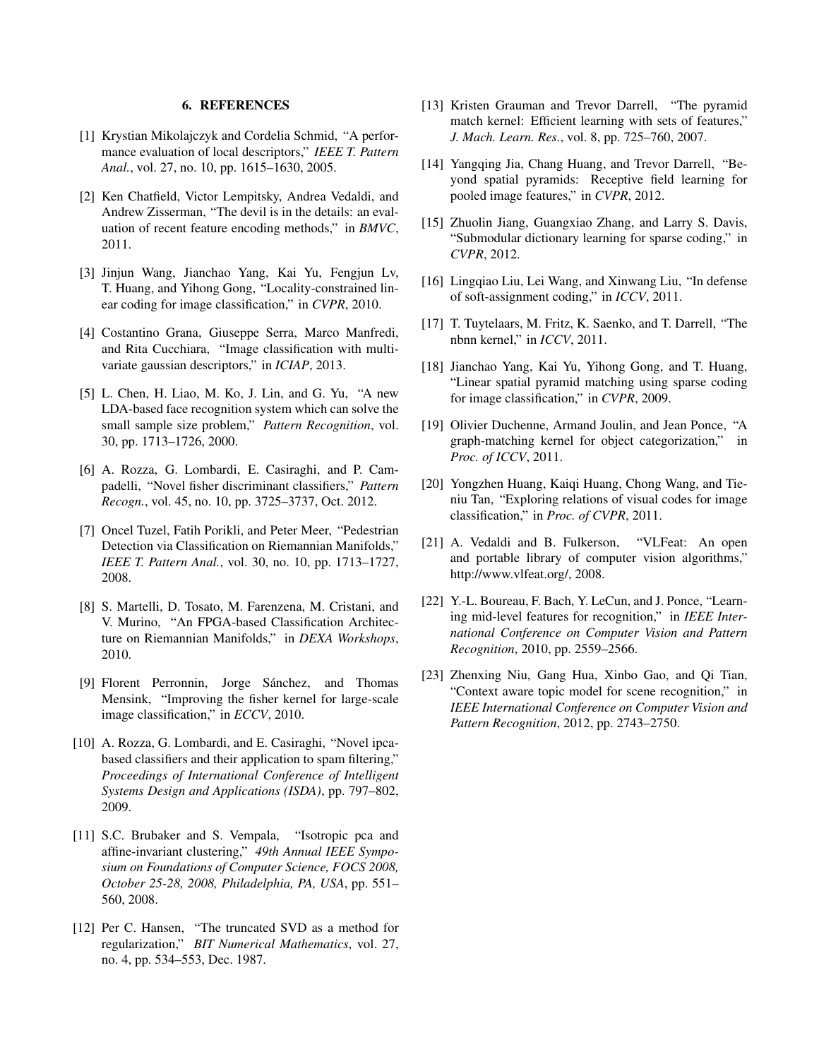## 6. REFERENCES

[1] Krystian Mikolajczyk and Cordelia Schmid, "A performance evaluation of local descriptors," *IEEE T. Pattern Anal.*, vol. 27, no. 10, pp. 1615–1630, 2005.

[2] Ken Chatfield, Victor Lempitsky, Andrea Vedaldi, and Andrew Zisserman, "The devil is in the details: an evaluation of recent feature encoding methods," in *BMVC*, 2011.

[3] Jinjun Wang, Jianchao Yang, Kai Yu, Fengjun Lv, T. Huang, and Yihong Gong, "Locality-constrained linear coding for image classification," in *CVPR*, 2010.

[4] Costantino Grana, Giuseppe Serra, Marco Manfredi, and Rita Cucchiara, "Image classification with multivariate gaussian descriptors," in *ICIAP*, 2013.

[5] L. Chen, H. Liao, M. Ko, J. Lin, and G. Yu, "A new LDA-based face recognition system which can solve the small sample size problem," *Pattern Recognition*, vol. 30, pp. 1713–1726, 2000.

[6] A. Rozza, G. Lombardi, E. Casiraghi, and P. Campadelli, "Novel fisher discriminant classifiers," *Pattern Recogn.*, vol. 45, no. 10, pp. 3725–3737, Oct. 2012.

[7] Oncel Tuzel, Fatih Porikli, and Peter Meer, "Pedestrian Detection via Classification on Riemannian Manifolds," *IEEE T. Pattern Anal.*, vol. 30, no. 10, pp. 1713–1727, 2008.

[8] S. Martelli, D. Tosato, M. Farenzena, M. Cristani, and V. Murino, "An FPGA-based Classification Architecture on Riemannian Manifolds," in *DEXA Workshops*, 2010.

[9] Florent Perronnin, Jorge Sánchez, and Thomas Mensink, "Improving the fisher kernel for large-scale image classification," in *ECCV*, 2010.

[10] A. Rozza, G. Lombardi, and E. Casiraghi, "Novel ipca-based classifiers and their application to spam filtering," *Proceedings of International Conference of Intelligent Systems Design and Applications (ISDA)*, pp. 797–802, 2009.

[11] S.C. Brubaker and S. Vempala, "Isotropic pca and affine-invariant clustering," *49th Annual IEEE Symposium on Foundations of Computer Science, FOCS 2008, October 25-28, 2008, Philadelphia, PA, USA*, pp. 551–560, 2008.

[12] Per C. Hansen, "The truncated SVD as a method for regularization," *BIT Numerical Mathematics*, vol. 27, no. 4, pp. 534–553, Dec. 1987.

[13] Kristen Grauman and Trevor Darrell, "The pyramid match kernel: Efficient learning with sets of features," *J. Mach. Learn. Res.*, vol. 8, pp. 725–760, 2007.

[14] Yangqing Jia, Chang Huang, and Trevor Darrell, "Beyond spatial pyramids: Receptive field learning for pooled image features," in *CVPR*, 2012.

[15] Zhuolin Jiang, Guangxiao Zhang, and Larry S. Davis, "Submodular dictionary learning for sparse coding," in *CVPR*, 2012.

[16] Lingqiao Liu, Lei Wang, and Xinwang Liu, "In defense of soft-assignment coding," in *ICCV*, 2011.

[17] T. Tuytelaars, M. Fritz, K. Saenko, and T. Darrell, "The nbnn kernel," in *ICCV*, 2011.

[18] Jianchao Yang, Kai Yu, Yihong Gong, and T. Huang, "Linear spatial pyramid matching using sparse coding for image classification," in *CVPR*, 2009.

[19] Olivier Duchenne, Armand Joulin, and Jean Ponce, "A graph-matching kernel for object categorization," in *Proc. of ICCV*, 2011.

[20] Yongzhen Huang, Kaiqi Huang, Chong Wang, and Tieniu Tan, "Exploring relations of visual codes for image classification," in *Proc. of CVPR*, 2011.

[21] A. Vedaldi and B. Fulkerson, "VLFeat: An open and portable library of computer vision algorithms," http://www.vlfeat.org/, 2008.

[22] Y.-L. Boureau, F. Bach, Y. LeCun, and J. Ponce, "Learning mid-level features for recognition," in *IEEE International Conference on Computer Vision and Pattern Recognition*, 2010, pp. 2559–2566.

[23] Zhenxing Niu, Gang Hua, Xinbo Gao, and Qi Tian, "Context aware topic model for scene recognition," in *IEEE International Conference on Computer Vision and Pattern Recognition*, 2012, pp. 2743–2750.